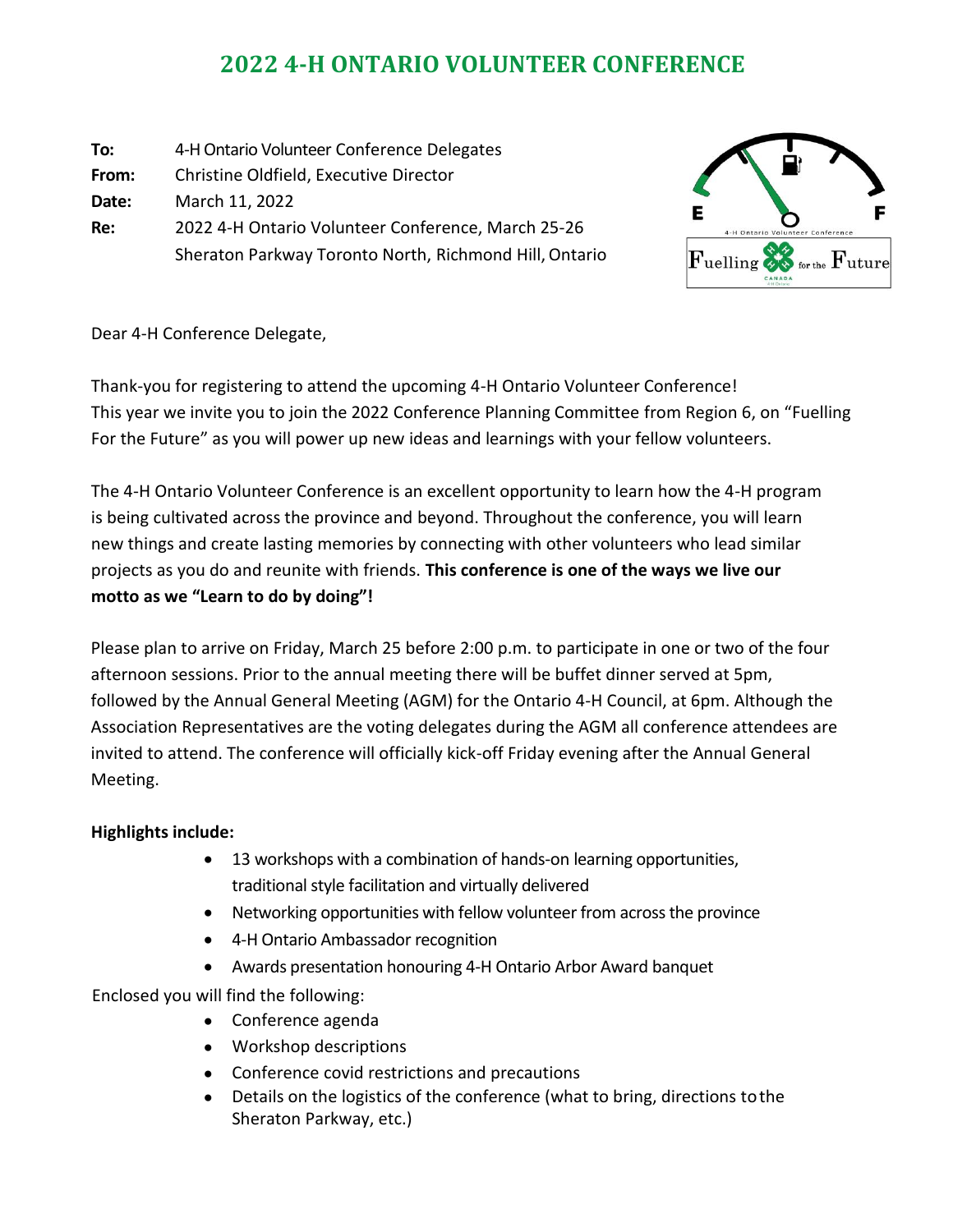# 2022 4-H ONTARIO VOLUNTEER CONFERENCE

**To:** 4-H Ontario Volunteer Conference Delegates
**From:** Christine Oldfield, Executive Director
**Date:** March 11, 2022
**Re:** 2022 4-H Ontario Volunteer Conference, March 25-26
Sheraton Parkway Toronto North, Richmond Hill, Ontario

Dear 4-H Conference Delegate,

Thank-you for registering to attend the upcoming 4-H Ontario Volunteer Conference! This year we invite you to join the 2022 Conference Planning Committee from Region 6, on "Fuelling For the Future" as you will power up new ideas and learnings with your fellow volunteers.

The 4-H Ontario Volunteer Conference is an excellent opportunity to learn how the 4-H program is being cultivated across the province and beyond. Throughout the conference, you will learn new things and create lasting memories by connecting with other volunteers who lead similar projects as you do and reunite with friends. **This conference is one of the ways we live our motto as we "Learn to do by doing"!**

Please plan to arrive on Friday, March 25 before 2:00 p.m. to participate in one or two of the four afternoon sessions. Prior to the annual meeting there will be buffet dinner served at 5pm, followed by the Annual General Meeting (AGM) for the Ontario 4-H Council, at 6pm. Although the Association Representatives are the voting delegates during the AGM all conference attendees are invited to attend. The conference will officially kick-off Friday evening after the Annual General Meeting.

**Highlights include:**

- 13 workshops with a combination of hands-on learning opportunities, traditional style facilitation and virtually delivered
- Networking opportunities with fellow volunteer from across the province
- 4-H Ontario Ambassador recognition
- Awards presentation honouring 4-H Ontario Arbor Award banquet

Enclosed you will find the following:

- Conference agenda
- Workshop descriptions
- Conference covid restrictions and precautions
- Details on the logistics of the conference (what to bring, directions to the Sheraton Parkway, etc.)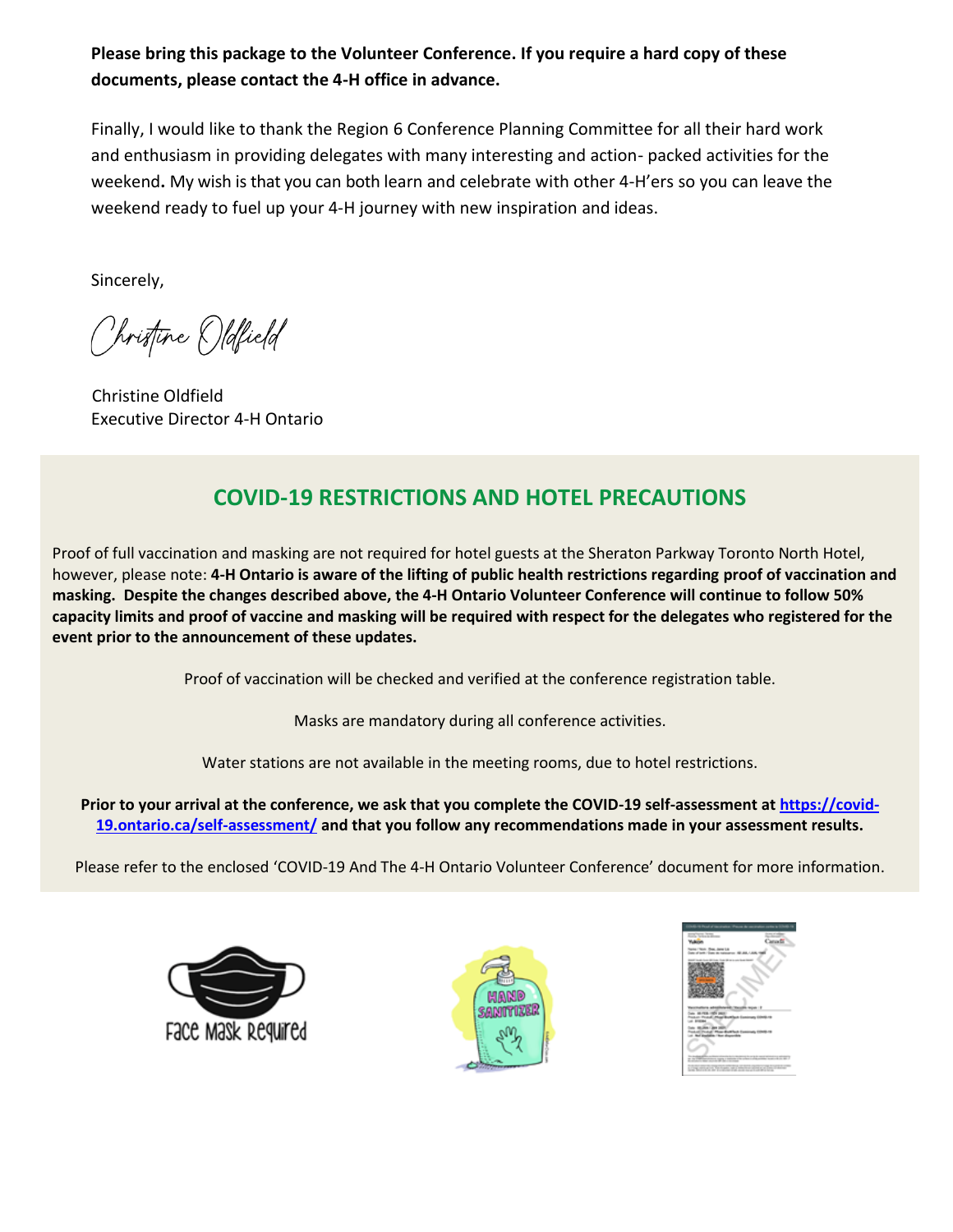**Please bring this package to the Volunteer Conference. If you require a hard copy of these documents, please contact the 4-H office in advance.**

Finally, I would like to thank the Region 6 Conference Planning Committee for all their hard work and enthusiasm in providing delegates with many interesting and action- packed activities for the weekend**.** My wish is that you can both learn and celebrate with other 4-H'ers so you can leave the weekend ready to fuel up your 4-H journey with new inspiration and ideas.

Sincerely,

Christine Oldfield

Christine Oldfield
Executive Director 4-H Ontario

## COVID-19 RESTRICTIONS AND HOTEL PRECAUTIONS

Proof of full vaccination and masking are not required for hotel guests at the Sheraton Parkway Toronto North Hotel, however, please note: **4-H Ontario is aware of the lifting of public health restrictions regarding proof of vaccination and masking. Despite the changes described above, the 4-H Ontario Volunteer Conference will continue to follow 50% capacity limits and proof of vaccine and masking will be required with respect for the delegates who registered for the event prior to the announcement of these updates.**

Proof of vaccination will be checked and verified at the conference registration table.

Masks are mandatory during all conference activities.

Water stations are not available in the meeting rooms, due to hotel restrictions.

**Prior to your arrival at the conference, we ask that you complete the COVID-19 self-assessment at [https://covid-19.ontario.ca/self-assessment/](https://covid-19.ontario.ca/self-assessment/) and that you follow any recommendations made in your assessment results.**

Please refer to the enclosed 'COVID-19 And The 4-H Ontario Volunteer Conference' document for more information.

Face Mask Required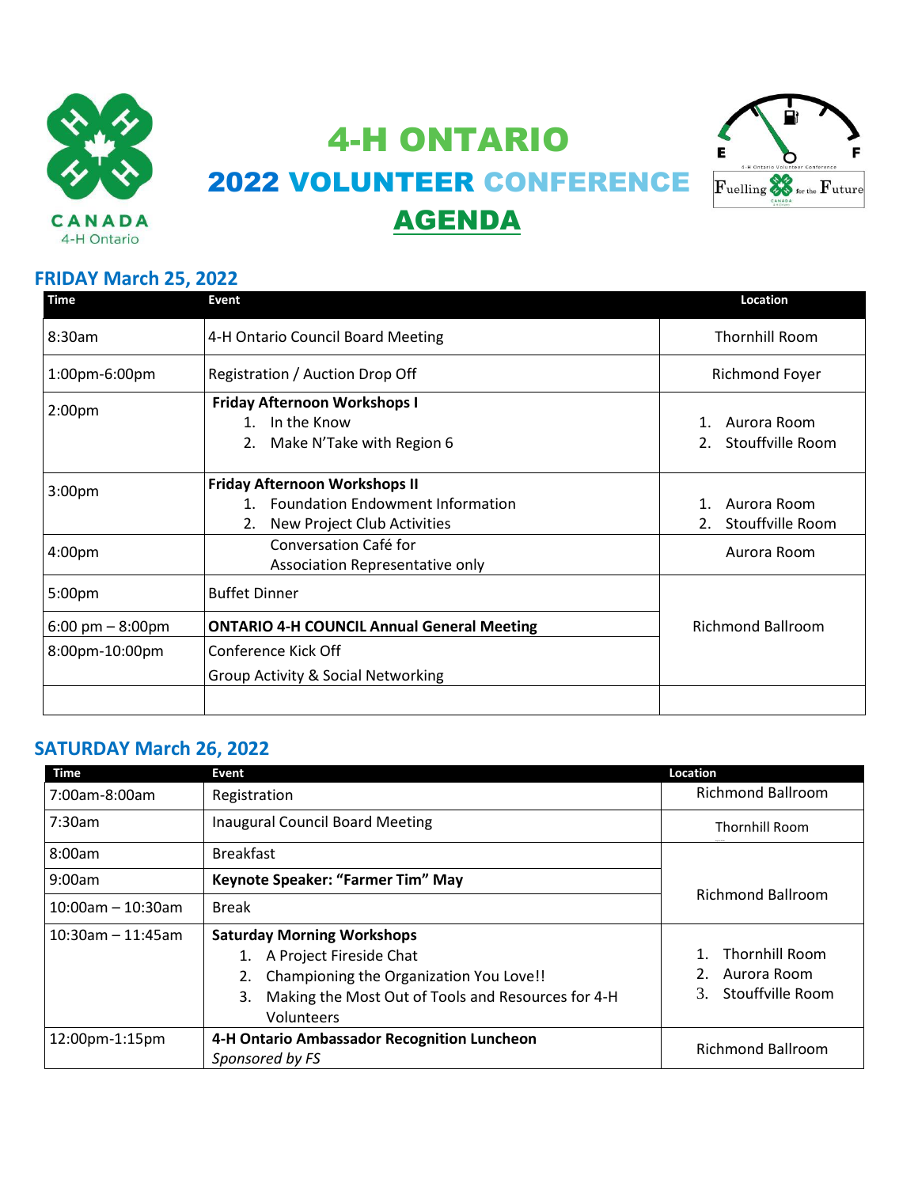# 4-H ONTARIO

## 2022 VOLUNTEER CONFERENCE

## AGENDA

### FRIDAY March 25, 2022

| Time | Event | Location |
|---|---|---|
| 8:30am | 4-H Ontario Council Board Meeting | Thornhill Room |
| 1:00pm-6:00pm | Registration / Auction Drop Off | Richmond Foyer |
| 2:00pm | **Friday Afternoon Workshops I**<br>1. In the Know<br>2. Make N'Take with Region 6 | 1. Aurora Room<br>2. Stouffville Room |
| 3:00pm | **Friday Afternoon Workshops II**<br>1. Foundation Endowment Information<br>2. New Project Club Activities | 1. Aurora Room<br>2. Stouffville Room |
| 4:00pm | Conversation Café for Association Representative only | Aurora Room |
| 5:00pm | Buffet Dinner | Richmond Ballroom |
| 6:00 pm – 8:00pm | **ONTARIO 4-H COUNCIL Annual General Meeting** | Richmond Ballroom |
| 8:00pm-10:00pm | Conference Kick Off<br>Group Activity & Social Networking | Richmond Ballroom |
| | | |

### SATURDAY March 26, 2022

| Time | Event | Location |
|---|---|---|
| 7:00am-8:00am | Registration | Richmond Ballroom |
| 7:30am | Inaugural Council Board Meeting | Thornhill Room |
| 8:00am | Breakfast | Richmond Ballroom |
| 9:00am | **Keynote Speaker: "Farmer Tim" May** | Richmond Ballroom |
| 10:00am – 10:30am | Break | Richmond Ballroom |
| 10:30am – 11:45am | **Saturday Morning Workshops**<br>1. A Project Fireside Chat<br>2. Championing the Organization You Love!!<br>3. Making the Most Out of Tools and Resources for 4-H Volunteers | 1. Thornhill Room<br>2. Aurora Room<br>3. Stouffville Room |
| 12:00pm-1:15pm | **4-H Ontario Ambassador Recognition Luncheon**<br>*Sponsored by FS* | Richmond Ballroom |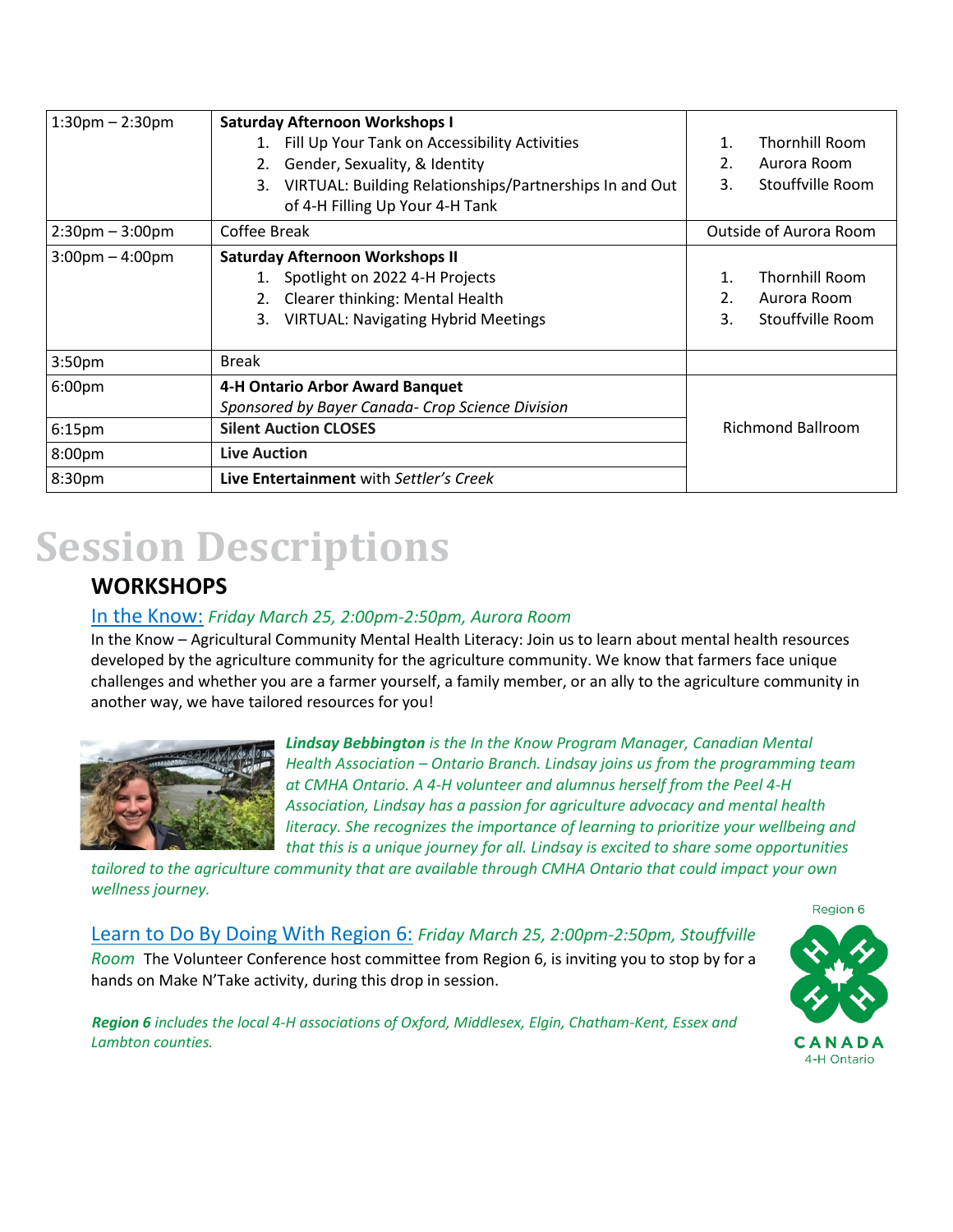| | | |
|---|---|---|
| 1:30pm – 2:30pm | **Saturday Afternoon Workshops I**<br>1. Fill Up Your Tank on Accessibility Activities<br>2. Gender, Sexuality, & Identity<br>3. VIRTUAL: Building Relationships/Partnerships In and Out of 4-H Filling Up Your 4-H Tank | 1. Thornhill Room<br>2. Aurora Room<br>3. Stouffville Room |
| 2:30pm – 3:00pm | Coffee Break | Outside of Aurora Room |
| 3:00pm – 4:00pm | **Saturday Afternoon Workshops II**<br>1. Spotlight on 2022 4-H Projects<br>2. Clearer thinking: Mental Health<br>3. VIRTUAL: Navigating Hybrid Meetings | 1. Thornhill Room<br>2. Aurora Room<br>3. Stouffville Room |
| 3:50pm | Break | |
| 6:00pm | **4-H Ontario Arbor Award Banquet**<br>*Sponsored by Bayer Canada- Crop Science Division* | Richmond Ballroom |
| 6:15pm | **Silent Auction CLOSES** | |
| 8:00pm | **Live Auction** | |
| 8:30pm | **Live Entertainment** with *Settler's Creek* | |

# Session Descriptions

## WORKSHOPS

### In the Know: *Friday March 25, 2:00pm-2:50pm, Aurora Room*

In the Know – Agricultural Community Mental Health Literacy: Join us to learn about mental health resources developed by the agriculture community for the agriculture community. We know that farmers face unique challenges and whether you are a farmer yourself, a family member, or an ally to the agriculture community in another way, we have tailored resources for you!

***Lindsay Bebbington** is the In the Know Program Manager, Canadian Mental Health Association – Ontario Branch. Lindsay joins us from the programming team at CMHA Ontario. A 4-H volunteer and alumnus herself from the Peel 4-H Association, Lindsay has a passion for agriculture advocacy and mental health literacy. She recognizes the importance of learning to prioritize your wellbeing and that this is a unique journey for all. Lindsay is excited to share some opportunities tailored to the agriculture community that are available through CMHA Ontario that could impact your own wellness journey.*

### Learn to Do By Doing With Region 6: *Friday March 25, 2:00pm-2:50pm, Stouffville Room*

The Volunteer Conference host committee from Region 6, is inviting you to stop by for a hands on Make N'Take activity, during this drop in session.

***Region 6** includes the local 4-H associations of Oxford, Middlesex, Elgin, Chatham-Kent, Essex and Lambton counties.*

Region 6

CANADA
4-H Ontario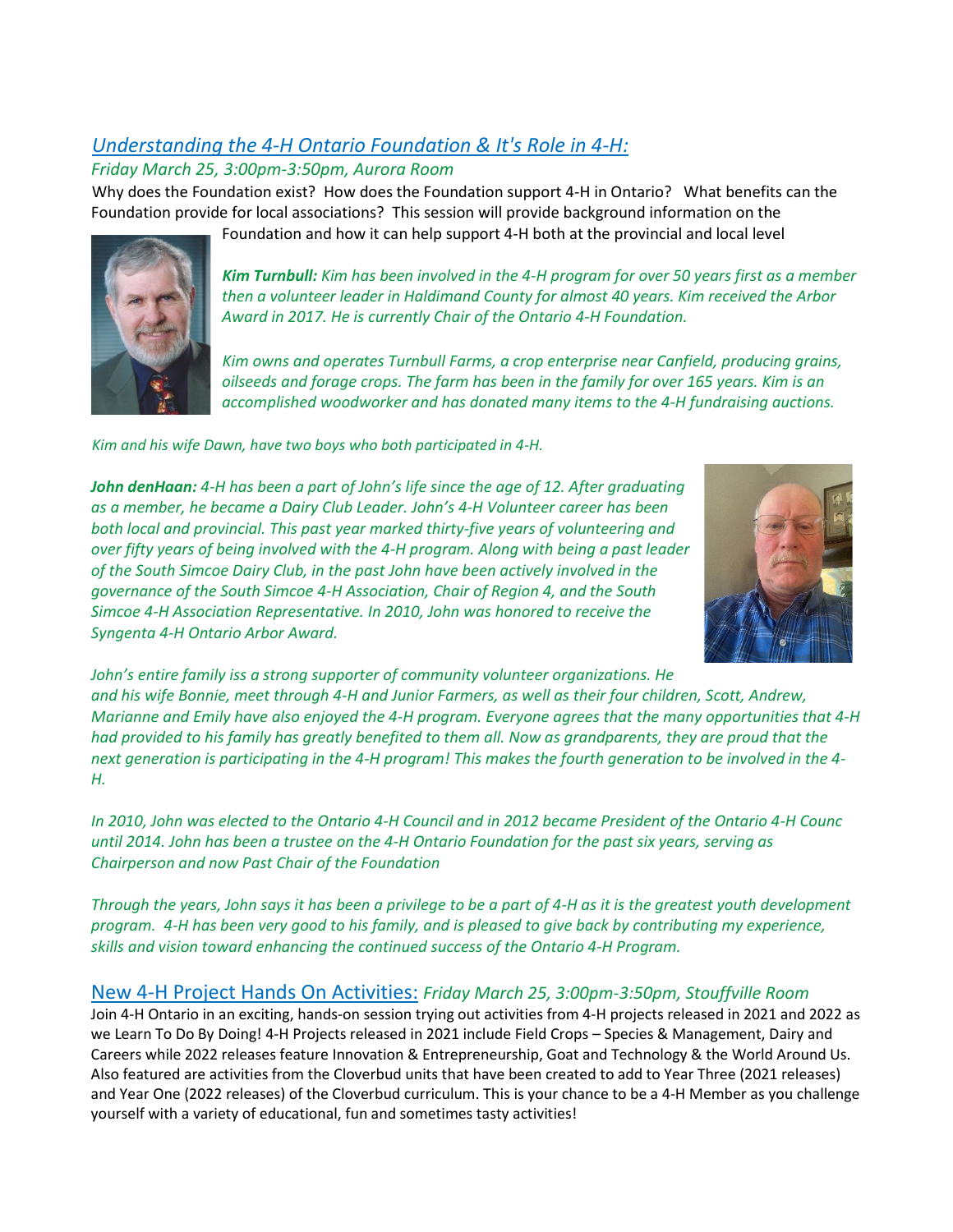## *Understanding the 4-H Ontario Foundation & It's Role in 4-H:*

*Friday March 25, 3:00pm-3:50pm, Aurora Room*

Why does the Foundation exist? How does the Foundation support 4-H in Ontario? What benefits can the Foundation provide for local associations? This session will provide background information on the Foundation and how it can help support 4-H both at the provincial and local level

***Kim Turnbull:*** *Kim has been involved in the 4-H program for over 50 years first as a member then a volunteer leader in Haldimand County for almost 40 years. Kim received the Arbor Award in 2017. He is currently Chair of the Ontario 4-H Foundation.*

*Kim owns and operates Turnbull Farms, a crop enterprise near Canfield, producing grains, oilseeds and forage crops. The farm has been in the family for over 165 years. Kim is an accomplished woodworker and has donated many items to the 4-H fundraising auctions.*

*Kim and his wife Dawn, have two boys who both participated in 4-H.*

***John denHaan:*** *4-H has been a part of John's life since the age of 12. After graduating as a member, he became a Dairy Club Leader. John's 4-H Volunteer career has been both local and provincial. This past year marked thirty-five years of volunteering and over fifty years of being involved with the 4-H program. Along with being a past leader of the South Simcoe Dairy Club, in the past John have been actively involved in the governance of the South Simcoe 4-H Association, Chair of Region 4, and the South Simcoe 4-H Association Representative. In 2010, John was honored to receive the Syngenta 4-H Ontario Arbor Award.*

*John's entire family iss a strong supporter of community volunteer organizations. He and his wife Bonnie, meet through 4-H and Junior Farmers, as well as their four children, Scott, Andrew, Marianne and Emily have also enjoyed the 4-H program. Everyone agrees that the many opportunities that 4-H had provided to his family has greatly benefited to them all. Now as grandparents, they are proud that the next generation is participating in the 4-H program! This makes the fourth generation to be involved in the 4-H.*

*In 2010, John was elected to the Ontario 4-H Council and in 2012 became President of the Ontario 4-H Counc until 2014. John has been a trustee on the 4-H Ontario Foundation for the past six years, serving as Chairperson and now Past Chair of the Foundation*

*Through the years, John says it has been a privilege to be a part of 4-H as it is the greatest youth development program. 4-H has been very good to his family, and is pleased to give back by contributing my experience, skills and vision toward enhancing the continued success of the Ontario 4-H Program.*

## New 4-H Project Hands On Activities: *Friday March 25, 3:00pm-3:50pm, Stouffville Room*

Join 4-H Ontario in an exciting, hands-on session trying out activities from 4-H projects released in 2021 and 2022 as we Learn To Do By Doing! 4-H Projects released in 2021 include Field Crops – Species & Management, Dairy and Careers while 2022 releases feature Innovation & Entrepreneurship, Goat and Technology & the World Around Us. Also featured are activities from the Cloverbud units that have been created to add to Year Three (2021 releases) and Year One (2022 releases) of the Cloverbud curriculum. This is your chance to be a 4-H Member as you challenge yourself with a variety of educational, fun and sometimes tasty activities!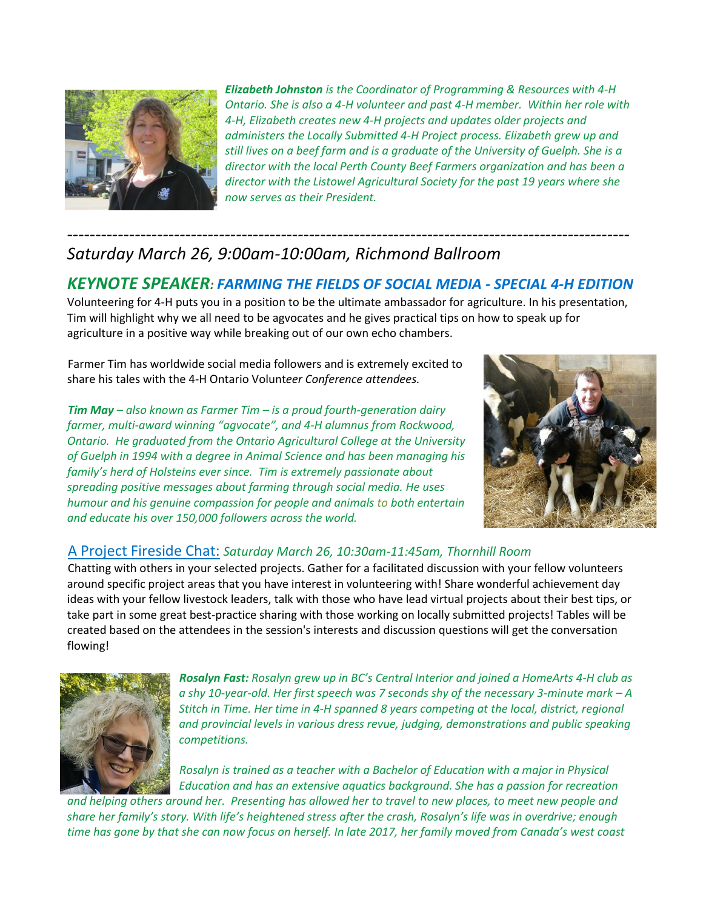***Elizabeth Johnston** is the Coordinator of Programming & Resources with 4-H Ontario. She is also a 4-H volunteer and past 4-H member. Within her role with 4-H, Elizabeth creates new 4-H projects and updates older projects and administers the Locally Submitted 4-H Project process. Elizabeth grew up and still lives on a beef farm and is a graduate of the University of Guelph. She is a director with the local Perth County Beef Farmers organization and has been a director with the Listowel Agricultural Society for the past 19 years where she now serves as their President.*

---

*Saturday March 26, 9:00am-10:00am, Richmond Ballroom*

## ***KEYNOTE SPEAKER: FARMING THE FIELDS OF SOCIAL MEDIA - SPECIAL 4-H EDITION***

Volunteering for 4-H puts you in a position to be the ultimate ambassador for agriculture. In his presentation, Tim will highlight why we all need to be agvocates and he gives practical tips on how to speak up for agriculture in a positive way while breaking out of our own echo chambers.

Farmer Tim has worldwide social media followers and is extremely excited to share his tales with the 4-H Ontario Volunt*eer Conference attendees.*

***Tim May** – also known as Farmer Tim – is a proud fourth-generation dairy farmer, multi-award winning "agvocate", and 4-H alumnus from Rockwood, Ontario. He graduated from the Ontario Agricultural College at the University of Guelph in 1994 with a degree in Animal Science and has been managing his family's herd of Holsteins ever since. Tim is extremely passionate about spreading positive messages about farming through social media. He uses humour and his genuine compassion for people and animals to both entertain and educate his over 150,000 followers across the world.*

A Project Fireside Chat: *Saturday March 26, 10:30am-11:45am, Thornhill Room*

Chatting with others in your selected projects. Gather for a facilitated discussion with your fellow volunteers around specific project areas that you have interest in volunteering with! Share wonderful achievement day ideas with your fellow livestock leaders, talk with those who have lead virtual projects about their best tips, or take part in some great best-practice sharing with those working on locally submitted projects! Tables will be created based on the attendees in the session's interests and discussion questions will get the conversation flowing!

***Rosalyn Fast:** Rosalyn grew up in BC's Central Interior and joined a HomeArts 4-H club as a shy 10-year-old. Her first speech was 7 seconds shy of the necessary 3-minute mark – A Stitch in Time. Her time in 4-H spanned 8 years competing at the local, district, regional and provincial levels in various dress revue, judging, demonstrations and public speaking competitions.*

*Rosalyn is trained as a teacher with a Bachelor of Education with a major in Physical Education and has an extensive aquatics background. She has a passion for recreation and helping others around her. Presenting has allowed her to travel to new places, to meet new people and share her family's story. With life's heightened stress after the crash, Rosalyn's life was in overdrive; enough time has gone by that she can now focus on herself. In late 2017, her family moved from Canada's west coast*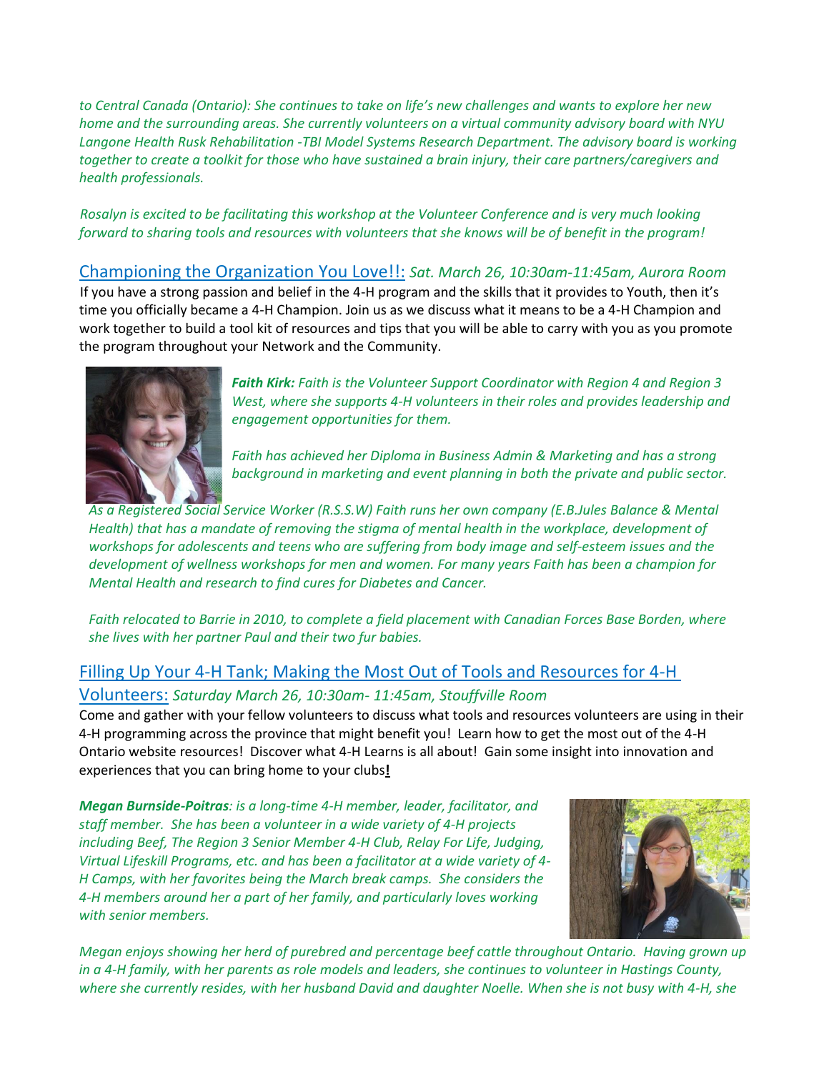*to Central Canada (Ontario): She continues to take on life's new challenges and wants to explore her new home and the surrounding areas. She currently volunteers on a virtual community advisory board with NYU Langone Health Rusk Rehabilitation -TBI Model Systems Research Department. The advisory board is working together to create a toolkit for those who have sustained a brain injury, their care partners/caregivers and health professionals.*

*Rosalyn is excited to be facilitating this workshop at the Volunteer Conference and is very much looking forward to sharing tools and resources with volunteers that she knows will be of benefit in the program!*

## Championing the Organization You Love!!: *Sat. March 26, 10:30am-11:45am, Aurora Room*

If you have a strong passion and belief in the 4-H program and the skills that it provides to Youth, then it's time you officially became a 4-H Champion. Join us as we discuss what it means to be a 4-H Champion and work together to build a tool kit of resources and tips that you will be able to carry with you as you promote the program throughout your Network and the Community.

***Faith Kirk:*** *Faith is the Volunteer Support Coordinator with Region 4 and Region 3 West, where she supports 4-H volunteers in their roles and provides leadership and engagement opportunities for them.*

*Faith has achieved her Diploma in Business Admin & Marketing and has a strong background in marketing and event planning in both the private and public sector.*

*As a Registered Social Service Worker (R.S.S.W) Faith runs her own company (E.B.Jules Balance & Mental Health) that has a mandate of removing the stigma of mental health in the workplace, development of workshops for adolescents and teens who are suffering from body image and self-esteem issues and the development of wellness workshops for men and women. For many years Faith has been a champion for Mental Health and research to find cures for Diabetes and Cancer.*

*Faith relocated to Barrie in 2010, to complete a field placement with Canadian Forces Base Borden, where she lives with her partner Paul and their two fur babies.*

## Filling Up Your 4-H Tank; Making the Most Out of Tools and Resources for 4-H Volunteers: *Saturday March 26, 10:30am- 11:45am, Stouffville Room*

Come and gather with your fellow volunteers to discuss what tools and resources volunteers are using in their 4-H programming across the province that might benefit you! Learn how to get the most out of the 4-H Ontario website resources! Discover what 4-H Learns is all about! Gain some insight into innovation and experiences that you can bring home to your clubs**!**

***Megan Burnside-Poitras****: is a long-time 4-H member, leader, facilitator, and staff member. She has been a volunteer in a wide variety of 4-H projects including Beef, The Region 3 Senior Member 4-H Club, Relay For Life, Judging, Virtual Lifeskill Programs, etc. and has been a facilitator at a wide variety of 4-H Camps, with her favorites being the March break camps. She considers the 4-H members around her a part of her family, and particularly loves working with senior members.*

*Megan enjoys showing her herd of purebred and percentage beef cattle throughout Ontario. Having grown up in a 4-H family, with her parents as role models and leaders, she continues to volunteer in Hastings County, where she currently resides, with her husband David and daughter Noelle. When she is not busy with 4-H, she*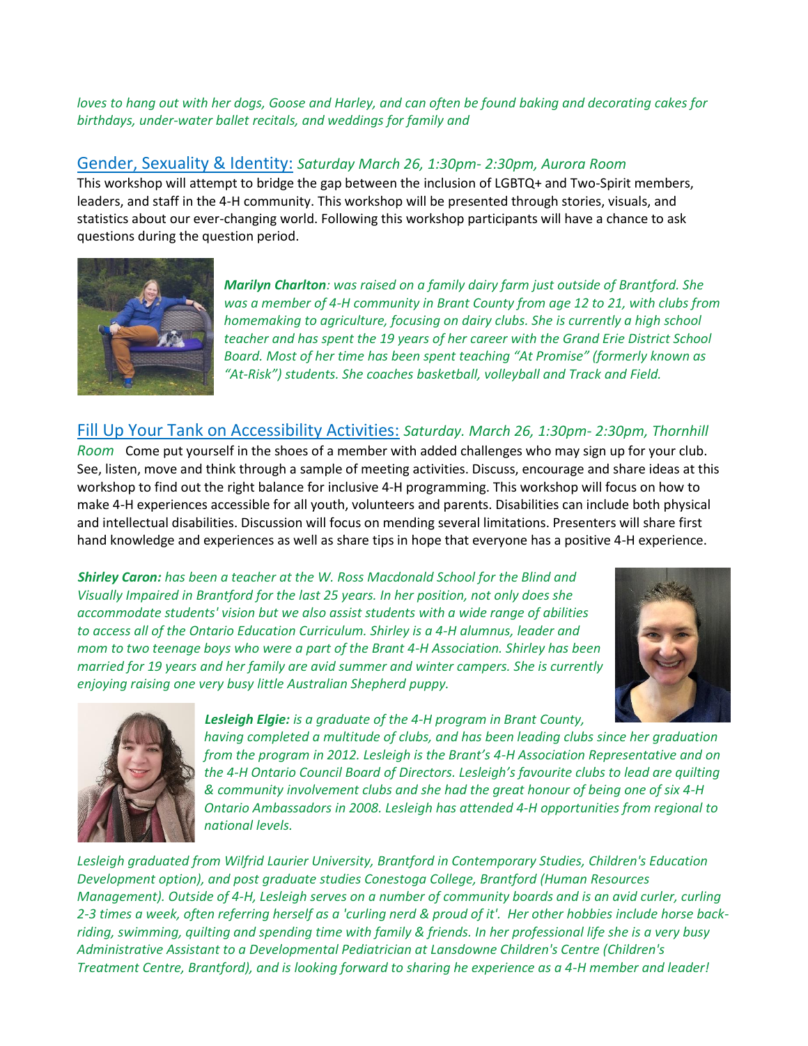*loves to hang out with her dogs, Goose and Harley, and can often be found baking and decorating cakes for birthdays, under-water ballet recitals, and weddings for family and*

## Gender, Sexuality & Identity: *Saturday March 26, 1:30pm- 2:30pm, Aurora Room*

This workshop will attempt to bridge the gap between the inclusion of LGBTQ+ and Two-Spirit members, leaders, and staff in the 4-H community. This workshop will be presented through stories, visuals, and statistics about our ever-changing world. Following this workshop participants will have a chance to ask questions during the question period.

***Marilyn Charlton**: was raised on a family dairy farm just outside of Brantford. She was a member of 4-H community in Brant County from age 12 to 21, with clubs from homemaking to agriculture, focusing on dairy clubs. She is currently a high school teacher and has spent the 19 years of her career with the Grand Erie District School Board. Most of her time has been spent teaching "At Promise" (formerly known as "At-Risk") students. She coaches basketball, volleyball and Track and Field.*

## Fill Up Your Tank on Accessibility Activities: *Saturday. March 26, 1:30pm- 2:30pm, Thornhill Room*

Come put yourself in the shoes of a member with added challenges who may sign up for your club. See, listen, move and think through a sample of meeting activities. Discuss, encourage and share ideas at this workshop to find out the right balance for inclusive 4-H programming. This workshop will focus on how to make 4-H experiences accessible for all youth, volunteers and parents. Disabilities can include both physical and intellectual disabilities. Discussion will focus on mending several limitations. Presenters will share first hand knowledge and experiences as well as share tips in hope that everyone has a positive 4-H experience.

***Shirley Caron:** has been a teacher at the W. Ross Macdonald School for the Blind and Visually Impaired in Brantford for the last 25 years. In her position, not only does she accommodate students' vision but we also assist students with a wide range of abilities to access all of the Ontario Education Curriculum. Shirley is a 4-H alumnus, leader and mom to two teenage boys who were a part of the Brant 4-H Association. Shirley has been married for 19 years and her family are avid summer and winter campers. She is currently enjoying raising one very busy little Australian Shepherd puppy.*

***Lesleigh Elgie:** is a graduate of the 4-H program in Brant County, having completed a multitude of clubs, and has been leading clubs since her graduation from the program in 2012. Lesleigh is the Brant's 4-H Association Representative and on the 4-H Ontario Council Board of Directors. Lesleigh's favourite clubs to lead are quilting & community involvement clubs and she had the great honour of being one of six 4-H Ontario Ambassadors in 2008. Lesleigh has attended 4-H opportunities from regional to national levels.*

*Lesleigh graduated from Wilfrid Laurier University, Brantford in Contemporary Studies, Children's Education Development option), and post graduate studies Conestoga College, Brantford (Human Resources Management). Outside of 4-H, Lesleigh serves on a number of community boards and is an avid curler, curling 2-3 times a week, often referring herself as a 'curling nerd & proud of it'. Her other hobbies include horse back-riding, swimming, quilting and spending time with family & friends. In her professional life she is a very busy Administrative Assistant to a Developmental Pediatrician at Lansdowne Children's Centre (Children's Treatment Centre, Brantford), and is looking forward to sharing he experience as a 4-H member and leader!*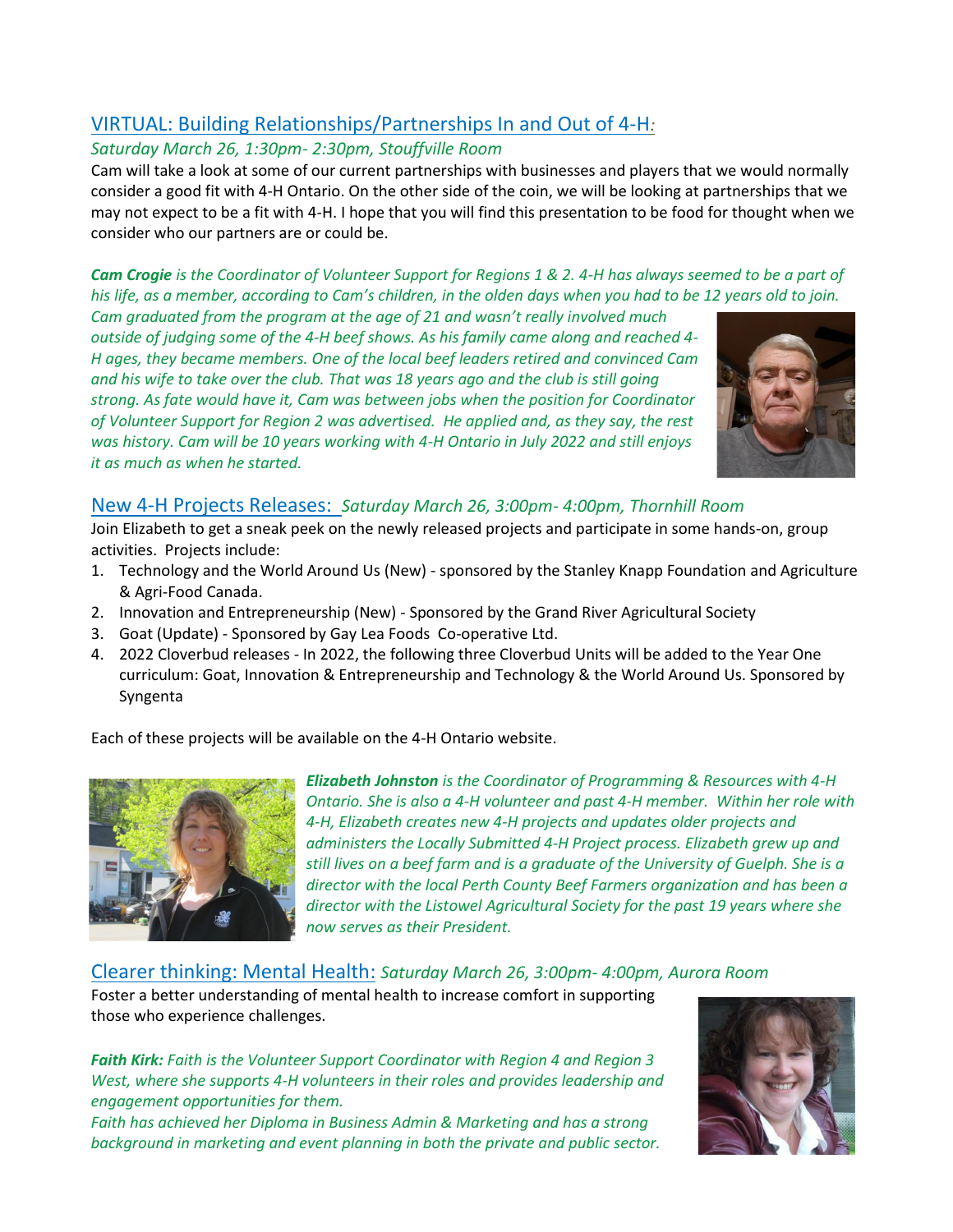## VIRTUAL: Building Relationships/Partnerships In and Out of 4-H:

*Saturday March 26, 1:30pm- 2:30pm, Stouffville Room*

Cam will take a look at some of our current partnerships with businesses and players that we would normally consider a good fit with 4-H Ontario. On the other side of the coin, we will be looking at partnerships that we may not expect to be a fit with 4-H. I hope that you will find this presentation to be food for thought when we consider who our partners are or could be.

***Cam Crogie** is the Coordinator of Volunteer Support for Regions 1 & 2. 4-H has always seemed to be a part of his life, as a member, according to Cam's children, in the olden days when you had to be 12 years old to join. Cam graduated from the program at the age of 21 and wasn't really involved much outside of judging some of the 4-H beef shows. As his family came along and reached 4-H ages, they became members. One of the local beef leaders retired and convinced Cam and his wife to take over the club. That was 18 years ago and the club is still going strong. As fate would have it, Cam was between jobs when the position for Coordinator of Volunteer Support for Region 2 was advertised. He applied and, as they say, the rest was history. Cam will be 10 years working with 4-H Ontario in July 2022 and still enjoys it as much as when he started.*

## New 4-H Projects Releases: *Saturday March 26, 3:00pm- 4:00pm, Thornhill Room*

Join Elizabeth to get a sneak peek on the newly released projects and participate in some hands-on, group activities. Projects include:

1. Technology and the World Around Us (New) - sponsored by the Stanley Knapp Foundation and Agriculture & Agri-Food Canada.
2. Innovation and Entrepreneurship (New) - Sponsored by the Grand River Agricultural Society
3. Goat (Update) - Sponsored by Gay Lea Foods Co-operative Ltd.
4. 2022 Cloverbud releases - In 2022, the following three Cloverbud Units will be added to the Year One curriculum: Goat, Innovation & Entrepreneurship and Technology & the World Around Us. Sponsored by Syngenta

Each of these projects will be available on the 4-H Ontario website.

***Elizabeth Johnston** is the Coordinator of Programming & Resources with 4-H Ontario. She is also a 4-H volunteer and past 4-H member. Within her role with 4-H, Elizabeth creates new 4-H projects and updates older projects and administers the Locally Submitted 4-H Project process. Elizabeth grew up and still lives on a beef farm and is a graduate of the University of Guelph. She is a director with the local Perth County Beef Farmers organization and has been a director with the Listowel Agricultural Society for the past 19 years where she now serves as their President.*

## Clearer thinking: Mental Health: *Saturday March 26, 3:00pm- 4:00pm, Aurora Room*

Foster a better understanding of mental health to increase comfort in supporting those who experience challenges.

***Faith Kirk:** Faith is the Volunteer Support Coordinator with Region 4 and Region 3 West, where she supports 4-H volunteers in their roles and provides leadership and engagement opportunities for them.*
*Faith has achieved her Diploma in Business Admin & Marketing and has a strong background in marketing and event planning in both the private and public sector.*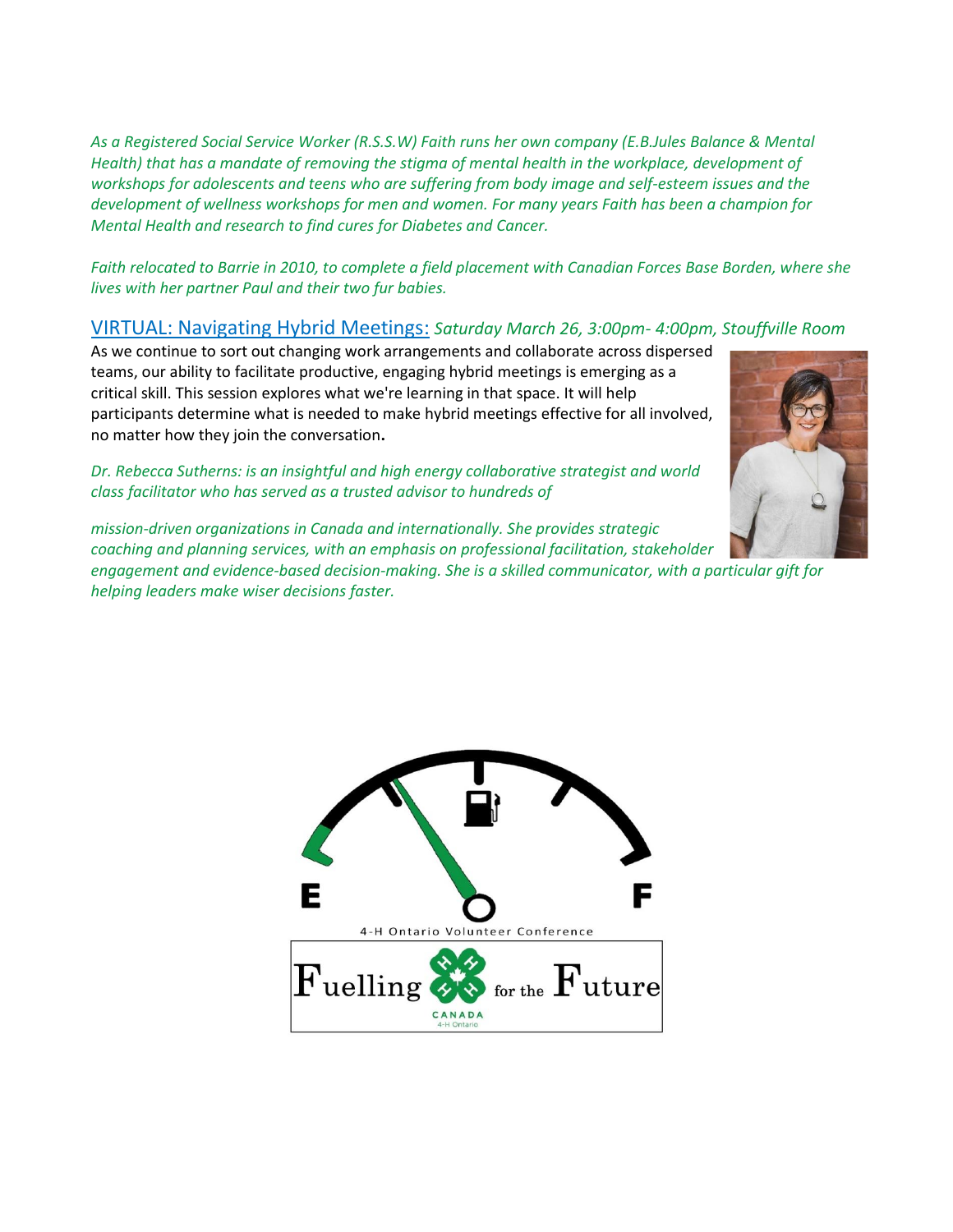*As a Registered Social Service Worker (R.S.S.W) Faith runs her own company (E.B.Jules Balance & Mental Health) that has a mandate of removing the stigma of mental health in the workplace, development of workshops for adolescents and teens who are suffering from body image and self-esteem issues and the development of wellness workshops for men and women. For many years Faith has been a champion for Mental Health and research to find cures for Diabetes and Cancer.*

*Faith relocated to Barrie in 2010, to complete a field placement with Canadian Forces Base Borden, where she lives with her partner Paul and their two fur babies.*

### VIRTUAL: Navigating Hybrid Meetings: *Saturday March 26, 3:00pm- 4:00pm, Stouffville Room*

As we continue to sort out changing work arrangements and collaborate across dispersed teams, our ability to facilitate productive, engaging hybrid meetings is emerging as a critical skill. This session explores what we're learning in that space. It will help participants determine what is needed to make hybrid meetings effective for all involved, no matter how they join the conversation**.**

*Dr. Rebecca Sutherns: is an insightful and high energy collaborative strategist and world class facilitator who has served as a trusted advisor to hundreds of mission-driven organizations in Canada and internationally. She provides strategic coaching and planning services, with an emphasis on professional facilitation, stakeholder engagement and evidence-based decision-making. She is a skilled communicator, with a particular gift for helping leaders make wiser decisions faster.*

E F

4-H Ontario Volunteer Conference

Fuelling for the Future

CANADA
4-H Ontario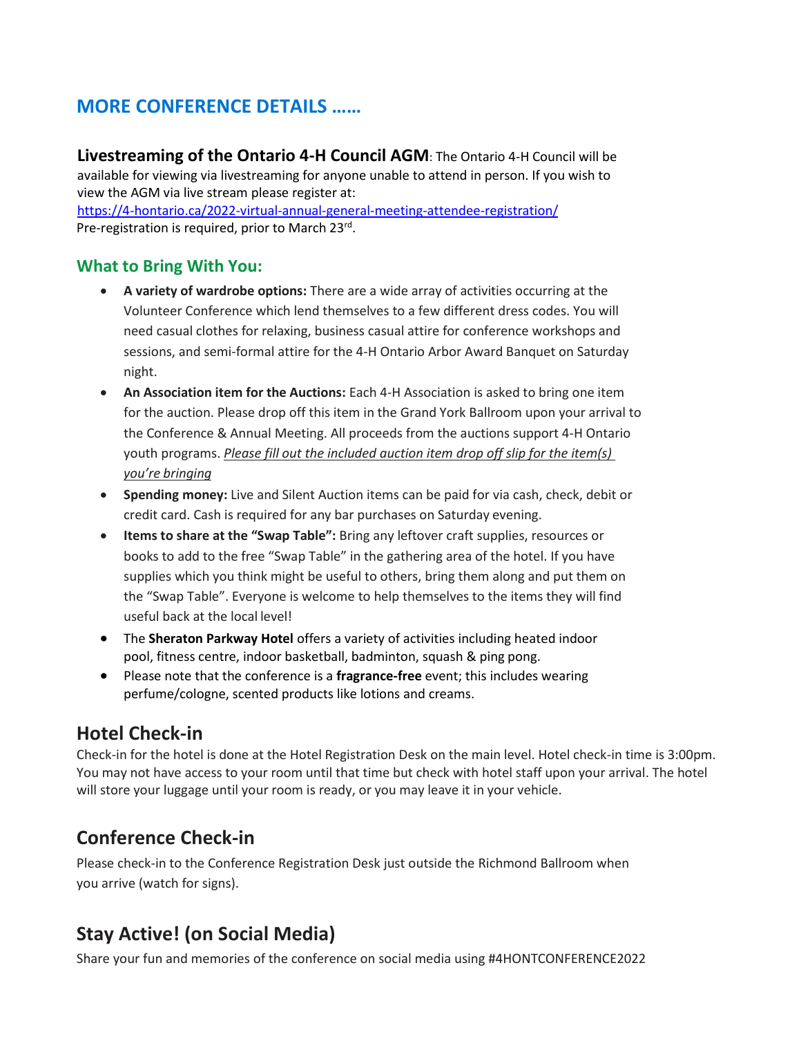## MORE CONFERENCE DETAILS ……

**Livestreaming of the Ontario 4-H Council AGM**: The Ontario 4-H Council will be available for viewing via livestreaming for anyone unable to attend in person. If you wish to view the AGM via live stream please register at:
https://4-hontario.ca/2022-virtual-annual-general-meeting-attendee-registration/
Pre-registration is required, prior to March 23rd.

### What to Bring With You:

- **A variety of wardrobe options:** There are a wide array of activities occurring at the Volunteer Conference which lend themselves to a few different dress codes. You will need casual clothes for relaxing, business casual attire for conference workshops and sessions, and semi-formal attire for the 4-H Ontario Arbor Award Banquet on Saturday night.
- **An Association item for the Auctions:** Each 4-H Association is asked to bring one item for the auction. Please drop off this item in the Grand York Ballroom upon your arrival to the Conference & Annual Meeting. All proceeds from the auctions support 4-H Ontario youth programs. *Please fill out the included auction item drop off slip for the item(s) you're bringing*
- **Spending money:** Live and Silent Auction items can be paid for via cash, check, debit or credit card. Cash is required for any bar purchases on Saturday evening.
- **Items to share at the "Swap Table":** Bring any leftover craft supplies, resources or books to add to the free "Swap Table" in the gathering area of the hotel. If you have supplies which you think might be useful to others, bring them along and put them on the "Swap Table". Everyone is welcome to help themselves to the items they will find useful back at the local level!
- The **Sheraton Parkway Hotel** offers a variety of activities including heated indoor pool, fitness centre, indoor basketball, badminton, squash & ping pong.
- Please note that the conference is a **fragrance-free** event; this includes wearing perfume/cologne, scented products like lotions and creams.

## Hotel Check-in

Check-in for the hotel is done at the Hotel Registration Desk on the main level. Hotel check-in time is 3:00pm. You may not have access to your room until that time but check with hotel staff upon your arrival. The hotel will store your luggage until your room is ready, or you may leave it in your vehicle.

## Conference Check-in

Please check-in to the Conference Registration Desk just outside the Richmond Ballroom when you arrive (watch for signs).

## Stay Active! (on Social Media)

Share your fun and memories of the conference on social media using #4HONTCONFERENCE2022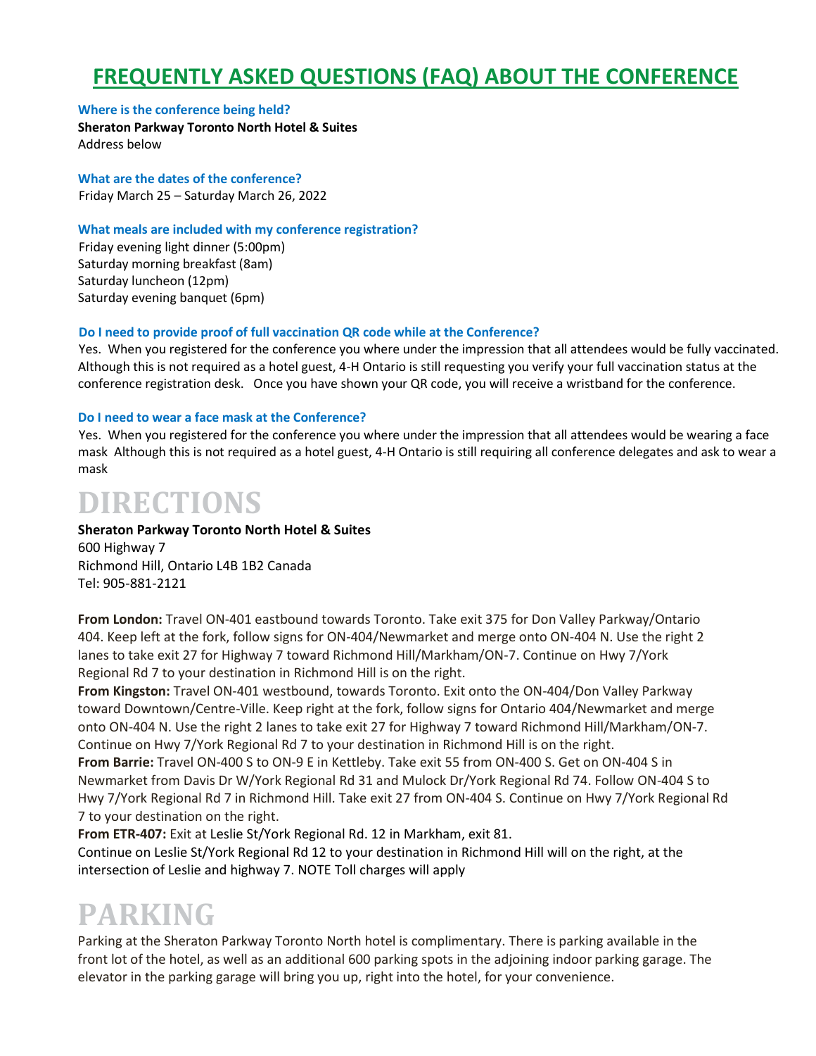# FREQUENTLY ASKED QUESTIONS (FAQ) ABOUT THE CONFERENCE

### Where is the conference being held?

**Sheraton Parkway Toronto North Hotel & Suites**
Address below

### What are the dates of the conference?

Friday March 25 – Saturday March 26, 2022

### What meals are included with my conference registration?

Friday evening light dinner (5:00pm)
Saturday morning breakfast (8am)
Saturday luncheon (12pm)
Saturday evening banquet (6pm)

### Do I need to provide proof of full vaccination QR code while at the Conference?

Yes. When you registered for the conference you where under the impression that all attendees would be fully vaccinated. Although this is not required as a hotel guest, 4-H Ontario is still requesting you verify your full vaccination status at the conference registration desk. Once you have shown your QR code, you will receive a wristband for the conference.

### Do I need to wear a face mask at the Conference?

Yes. When you registered for the conference you where under the impression that all attendees would be wearing a face mask Although this is not required as a hotel guest, 4-H Ontario is still requiring all conference delegates and ask to wear a mask

# DIRECTIONS

**Sheraton Parkway Toronto North Hotel & Suites**
600 Highway 7
Richmond Hill, Ontario L4B 1B2 Canada
Tel: 905-881-2121

**From London:** Travel ON-401 eastbound towards Toronto. Take exit 375 for Don Valley Parkway/Ontario 404. Keep left at the fork, follow signs for ON-404/Newmarket and merge onto ON-404 N. Use the right 2 lanes to take exit 27 for Highway 7 toward Richmond Hill/Markham/ON-7. Continue on Hwy 7/York Regional Rd 7 to your destination in Richmond Hill is on the right.
**From Kingston:** Travel ON-401 westbound, towards Toronto. Exit onto the ON-404/Don Valley Parkway toward Downtown/Centre-Ville. Keep right at the fork, follow signs for Ontario 404/Newmarket and merge onto ON-404 N. Use the right 2 lanes to take exit 27 for Highway 7 toward Richmond Hill/Markham/ON-7. Continue on Hwy 7/York Regional Rd 7 to your destination in Richmond Hill is on the right.
**From Barrie:** Travel ON-400 S to ON-9 E in Kettleby. Take exit 55 from ON-400 S. Get on ON-404 S in Newmarket from Davis Dr W/York Regional Rd 31 and Mulock Dr/York Regional Rd 74. Follow ON-404 S to Hwy 7/York Regional Rd 7 in Richmond Hill. Take exit 27 from ON-404 S. Continue on Hwy 7/York Regional Rd 7 to your destination on the right.
**From ETR-407:** Exit at Leslie St/York Regional Rd. 12 in Markham, exit 81.
Continue on Leslie St/York Regional Rd 12 to your destination in Richmond Hill will on the right, at the intersection of Leslie and highway 7. NOTE Toll charges will apply

# PARKING

Parking at the Sheraton Parkway Toronto North hotel is complimentary. There is parking available in the front lot of the hotel, as well as an additional 600 parking spots in the adjoining indoor parking garage. The elevator in the parking garage will bring you up, right into the hotel, for your convenience.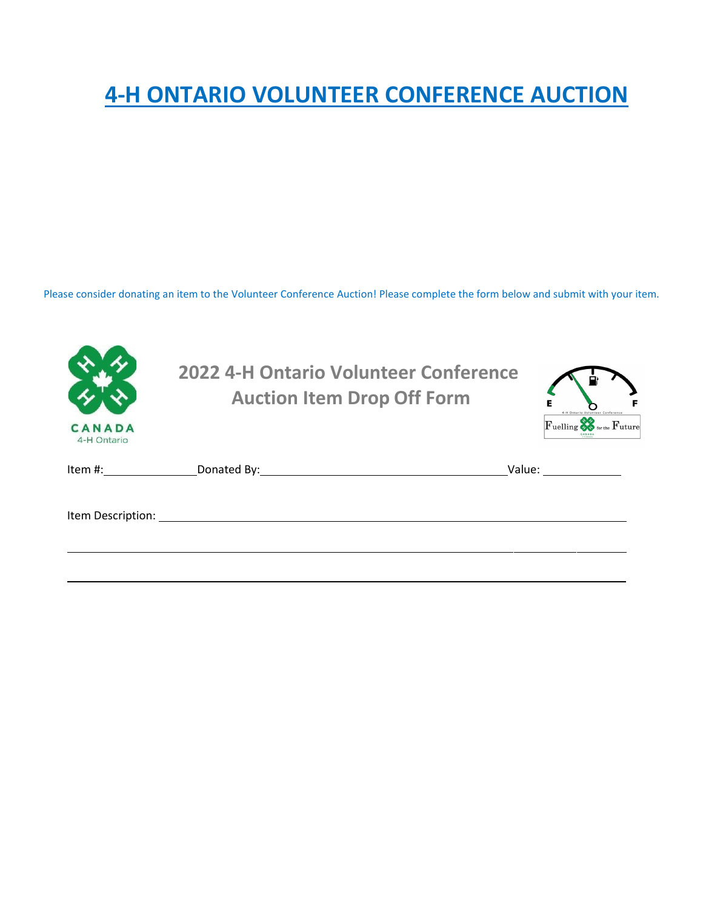# 4-H ONTARIO VOLUNTEER CONFERENCE AUCTION

Please consider donating an item to the Volunteer Conference Auction! Please complete the form below and submit with your item.

CANADA
4-H Ontario

## 2022 4-H Ontario Volunteer Conference Auction Item Drop Off Form

E F
4-H Ontario Volunteer Conference
Fuelling for the Future

Item #:_______________ Donated By:________________________________________ Value: ____________

Item Description: ______________________________________________________________________

_______________________________________________________________________________________

_______________________________________________________________________________________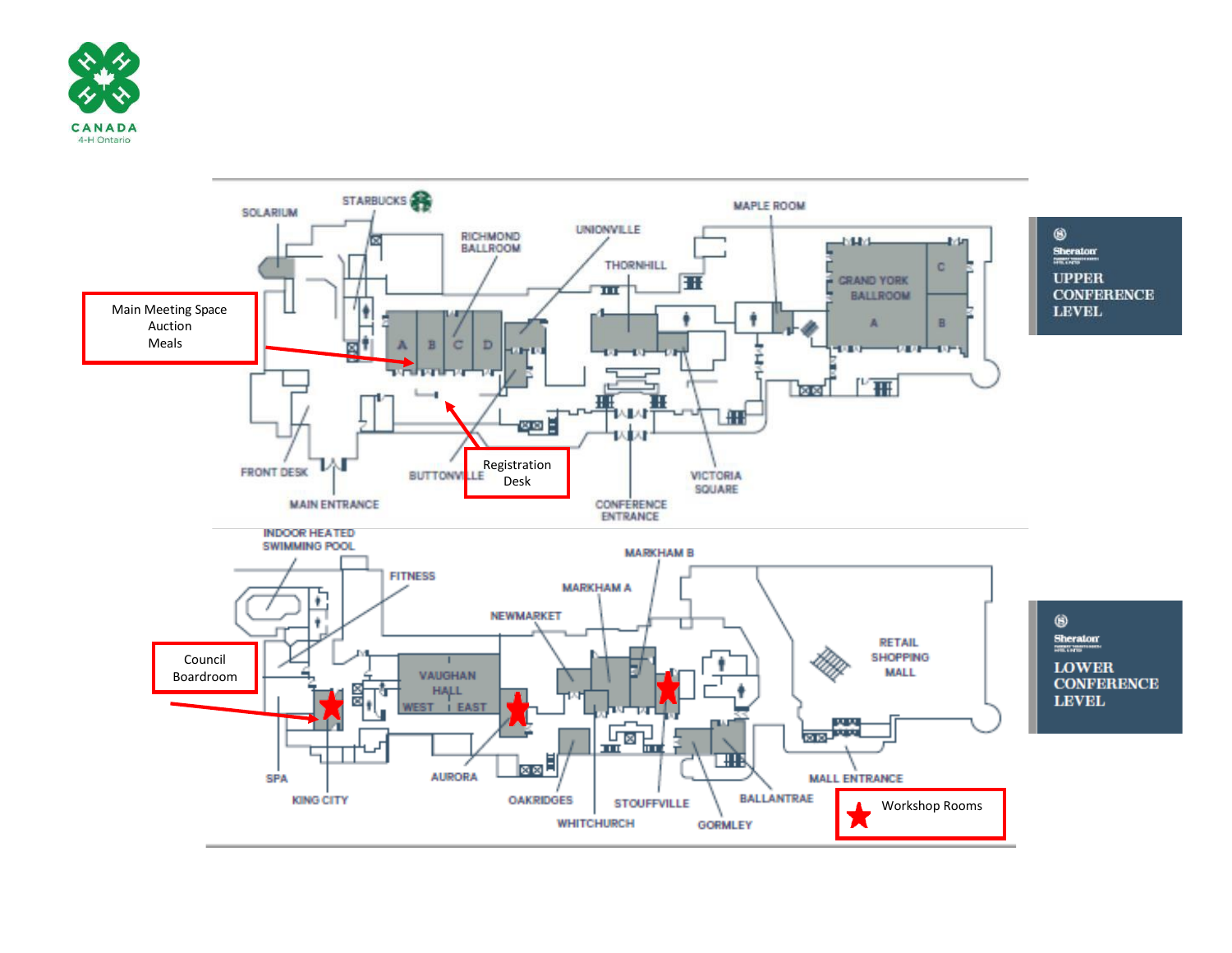CANADA
4-H Ontario

Sheraton
UPPER CONFERENCE LEVEL

Main Meeting Space
Auction
Meals

Registration Desk

SOLARIUM
STARBUCKS
RICHMOND BALLROOM
UNIONVILLE
THORNHILL
MAPLE ROOM
GRAND YORK BALLROOM
A B C D
FRONT DESK
MAIN ENTRANCE
BUTTONVILLE
CONFERENCE ENTRANCE
VICTORIA SQUARE

Sheraton
LOWER CONFERENCE LEVEL

Council Boardroom

INDOOR HEATED SWIMMING POOL
FITNESS
VAUGHAN HALL
WEST EAST
NEWMARKET
MARKHAM A
MARKHAM B
RETAIL SHOPPING MALL
SPA
KING CITY
AURORA
OAKRIDGES
WHITCHURCH
STOUFFVILLE
GORMLEY
BALLANTRAE
MALL ENTRANCE

★ Workshop Rooms